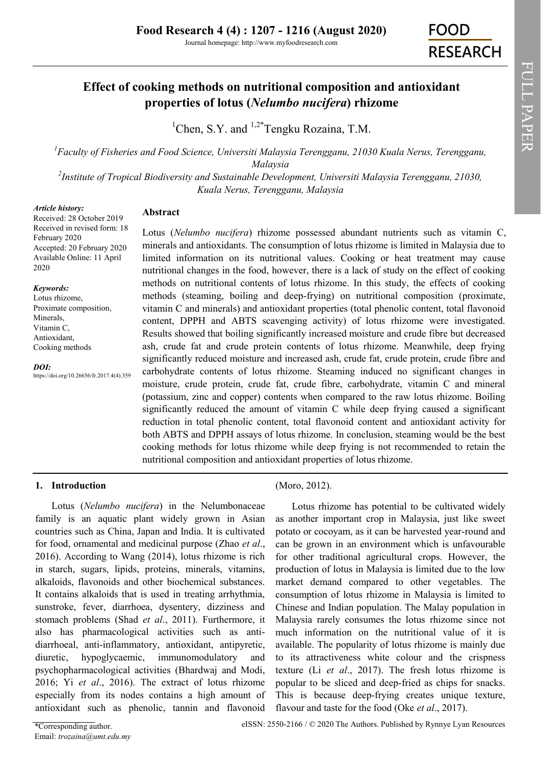# Effect of cooking methods on nutritional composition and antioxidant properties of lotus (*Nelumbo nucifera*) rhizome

[1]Chen, S.Y. and [1,2*]Tengku Rozaina, T.M.

[1]*Faculty of Fisheries and Food Science, Universiti Malaysia Terengganu, 21030 Kuala Nerus, Terengganu, Malaysia*

[2]*Institute of Tropical Biodiversity and Sustainable Development, Universiti Malaysia Terengganu, 21030, Kuala Nerus, Terengganu, Malaysia*

***Article history:***
Received: 28 October 2019
Received in revised form: 18 February 2020
Accepted: 20 February 2020
Available Online: 11 April 2020

***Keywords:***
Lotus rhizome,
Proximate composition,
Minerals,
Vitamin C,
Antioxidant,
Cooking methods

***DOI:***
https://doi.org/10.26656/fr.2017.4(4).359

## Abstract

Lotus (*Nelumbo nucifera*) rhizome possessed abundant nutrients such as vitamin C, minerals and antioxidants. The consumption of lotus rhizome is limited in Malaysia due to limited information on its nutritional values. Cooking or heat treatment may cause nutritional changes in the food, however, there is a lack of study on the effect of cooking methods on nutritional contents of lotus rhizome. In this study, the effects of cooking methods (steaming, boiling and deep-frying) on nutritional composition (proximate, vitamin C and minerals) and antioxidant properties (total phenolic content, total flavonoid content, DPPH and ABTS scavenging activity) of lotus rhizome were investigated. Results showed that boiling significantly increased moisture and crude fibre but decreased ash, crude fat and crude protein contents of lotus rhizome. Meanwhile, deep frying significantly reduced moisture and increased ash, crude fat, crude protein, crude fibre and carbohydrate contents of lotus rhizome. Steaming induced no significant changes in moisture, crude protein, crude fat, crude fibre, carbohydrate, vitamin C and mineral (potassium, zinc and copper) contents when compared to the raw lotus rhizome. Boiling significantly reduced the amount of vitamin C while deep frying caused a significant reduction in total phenolic content, total flavonoid content and antioxidant activity for both ABTS and DPPH assays of lotus rhizome. In conclusion, steaming would be the best cooking methods for lotus rhizome while deep frying is not recommended to retain the nutritional composition and antioxidant properties of lotus rhizome.

## 1. Introduction

Lotus (*Nelumbo nucifera*) in the Nelumbonaceae family is an aquatic plant widely grown in Asian countries such as China, Japan and India. It is cultivated for food, ornamental and medicinal purpose (Zhao *et al*., 2016). According to Wang (2014), lotus rhizome is rich in starch, sugars, lipids, proteins, minerals, vitamins, alkaloids, flavonoids and other biochemical substances. It contains alkaloids that is used in treating arrhythmia, sunstroke, fever, diarrhoea, dysentery, dizziness and stomach problems (Shad *et al*., 2011). Furthermore, it also has pharmacological activities such as anti-diarrhoeal, anti-inflammatory, antioxidant, antipyretic, diuretic, hypoglycaemic, immunomodulatory and psychopharmacological activities (Bhardwaj and Modi, 2016; Yi *et al*., 2016). The extract of lotus rhizome especially from its nodes contains a high amount of antioxidant such as phenolic, tannin and flavonoid (Moro, 2012).

Lotus rhizome has potential to be cultivated widely as another important crop in Malaysia, just like sweet potato or cocoyam, as it can be harvested year-round and can be grown in an environment which is unfavourable for other traditional agricultural crops. However, the production of lotus in Malaysia is limited due to the low market demand compared to other vegetables. The consumption of lotus rhizome in Malaysia is limited to Chinese and Indian population. The Malay population in Malaysia rarely consumes the lotus rhizome since not much information on the nutritional value of it is available. The popularity of lotus rhizome is mainly due to its attractiveness white colour and the crispness texture (Li *et al*., 2017). The fresh lotus rhizome is popular to be sliced and deep-fried as chips for snacks. This is because deep-frying creates unique texture, flavour and taste for the food (Oke *et al*., 2017).

*Corresponding author.
Email: *trozaina@umt.edu.my*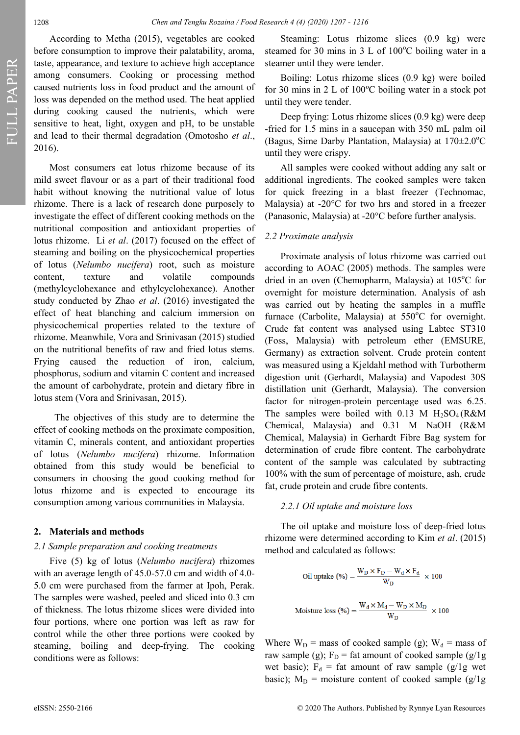According to Metha (2015), vegetables are cooked before consumption to improve their palatability, aroma, taste, appearance, and texture to achieve high acceptance among consumers. Cooking or processing method caused nutrients loss in food product and the amount of loss was depended on the method used. The heat applied during cooking caused the nutrients, which were sensitive to heat, light, oxygen and pH, to be unstable and lead to their thermal degradation (Omotosho *et al*., 2016).

Most consumers eat lotus rhizome because of its mild sweet flavour or as a part of their traditional food habit without knowing the nutritional value of lotus rhizome. There is a lack of research done purposely to investigate the effect of different cooking methods on the nutritional composition and antioxidant properties of lotus rhizome. Li *et al*. (2017) focused on the effect of steaming and boiling on the physicochemical properties of lotus (*Nelumbo nucifera*) root, such as moisture content, texture and volatile compounds (methylcyclohexance and ethylcyclohexance). Another study conducted by Zhao *et al*. (2016) investigated the effect of heat blanching and calcium immersion on physicochemical properties related to the texture of rhizome. Meanwhile, Vora and Srinivasan (2015) studied on the nutritional benefits of raw and fried lotus stems. Frying caused the reduction of iron, calcium, phosphorus, sodium and vitamin C content and increased the amount of carbohydrate, protein and dietary fibre in lotus stem (Vora and Srinivasan, 2015).

The objectives of this study are to determine the effect of cooking methods on the proximate composition, vitamin C, minerals content, and antioxidant properties of lotus (*Nelumbo nucifera*) rhizome. Information obtained from this study would be beneficial to consumers in choosing the good cooking method for lotus rhizome and is expected to encourage its consumption among various communities in Malaysia.

## 2. Materials and methods

### 2.1 Sample preparation and cooking treatments

Five (5) kg of lotus (*Nelumbo nucifera*) rhizomes with an average length of 45.0-57.0 cm and width of 4.0-5.0 cm were purchased from the farmer at Ipoh, Perak. The samples were washed, peeled and sliced into 0.3 cm of thickness. The lotus rhizome slices were divided into four portions, where one portion was left as raw for control while the other three portions were cooked by steaming, boiling and deep-frying. The cooking conditions were as follows:

Steaming: Lotus rhizome slices (0.9 kg) were steamed for 30 mins in 3 L of 100°C boiling water in a steamer until they were tender.

Boiling: Lotus rhizome slices (0.9 kg) were boiled for 30 mins in 2 L of 100°C boiling water in a stock pot until they were tender.

Deep frying: Lotus rhizome slices (0.9 kg) were deep-fried for 1.5 mins in a saucepan with 350 mL palm oil (Bagus, Sime Darby Plantation, Malaysia) at 170±2.0°C until they were crispy.

All samples were cooked without adding any salt or additional ingredients. The cooked samples were taken for quick freezing in a blast freezer (Technomac, Malaysia) at -20°C for two hrs and stored in a freezer (Panasonic, Malaysia) at -20°C before further analysis.

### 2.2 Proximate analysis

Proximate analysis of lotus rhizome was carried out according to AOAC (2005) methods. The samples were dried in an oven (Chemopharm, Malaysia) at 105°C for overnight for moisture determination. Analysis of ash was carried out by heating the samples in a muffle furnace (Carbolite, Malaysia) at 550°C for overnight. Crude fat content was analysed using Labtec ST310 (Foss, Malaysia) with petroleum ether (EMSURE, Germany) as extraction solvent. Crude protein content was measured using a Kjeldahl method with Turbotherm digestion unit (Gerhardt, Malaysia) and Vapodest 30S distillation unit (Gerhardt, Malaysia). The conversion factor for nitrogen-protein percentage used was 6.25. The samples were boiled with 0.13 M $H_2SO_4$ (R&M Chemical, Malaysia) and 0.31 M NaOH (R&M Chemical, Malaysia) in Gerhardt Fibre Bag system for determination of crude fibre content. The carbohydrate content of the sample was calculated by subtracting 100% with the sum of percentage of moisture, ash, crude fat, crude protein and crude fibre contents.

#### 2.2.1 Oil uptake and moisture loss

The oil uptake and moisture loss of deep-fried lotus rhizome were determined according to Kim *et al*. (2015) method and calculated as follows:

$$\text{Oil uptake (\%)} = \frac{W_D \times F_D - W_d \times F_d}{W_D} \times 100$$

$$\text{Moisture loss (\%)} = \frac{W_d \times M_d - W_D \times M_D}{W_D} \times 100$$

Where $W_D$ = mass of cooked sample (g); $W_d$ = mass of raw sample (g); $F_D$ = fat amount of cooked sample (g/1g wet basic); $F_d$ = fat amount of raw sample (g/1g wet basic); $M_D$ = moisture content of cooked sample (g/1g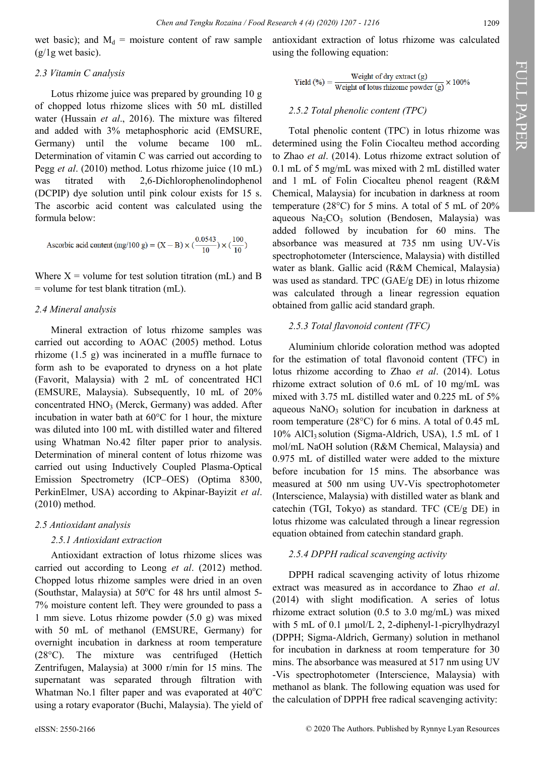wet basic); and $M_d$ = moisture content of raw sample (g/1g wet basic).

### 2.3 Vitamin C analysis

Lotus rhizome juice was prepared by grounding 10 g of chopped lotus rhizome slices with 50 mL distilled water (Hussain *et al*., 2016). The mixture was filtered and added with 3% metaphosphoric acid (EMSURE, Germany) until the volume became 100 mL. Determination of vitamin C was carried out according to Pegg *et al*. (2010) method. Lotus rhizome juice (10 mL) was titrated with 2,6-Dichlorophenolindophenol (DCPIP) dye solution until pink colour exists for 15 s. The ascorbic acid content was calculated using the formula below:

$$\text{Ascorbic acid content (mg/100 g)} = (X - B) \times \left(\frac{0.0543}{10}\right) \times \left(\frac{100}{10}\right)$$

Where X = volume for test solution titration (mL) and B = volume for test blank titration (mL).

### 2.4 Mineral analysis

Mineral extraction of lotus rhizome samples was carried out according to AOAC (2005) method. Lotus rhizome (1.5 g) was incinerated in a muffle furnace to form ash to be evaporated to dryness on a hot plate (Favorit, Malaysia) with 2 mL of concentrated HCl (EMSURE, Malaysia). Subsequently, 10 mL of 20% concentrated $HNO_3$ (Merck, Germany) was added. After incubation in water bath at 60°C for 1 hour, the mixture was diluted into 100 mL with distilled water and filtered using Whatman No.42 filter paper prior to analysis. Determination of mineral content of lotus rhizome was carried out using Inductively Coupled Plasma-Optical Emission Spectrometry (ICP–OES) (Optima 8300, PerkinElmer, USA) according to Akpinar-Bayizit *et al*. (2010) method.

### 2.5 Antioxidant analysis

#### 2.5.1 Antioxidant extraction

Antioxidant extraction of lotus rhizome slices was carried out according to Leong *et al*. (2012) method. Chopped lotus rhizome samples were dried in an oven (Southstar, Malaysia) at 50°C for 48 hrs until almost 5-7% moisture content left. They were grounded to pass a 1 mm sieve. Lotus rhizome powder (5.0 g) was mixed with 50 mL of methanol (EMSURE, Germany) for overnight incubation in darkness at room temperature (28°C). The mixture was centrifuged (Hettich Zentrifugen, Malaysia) at 3000 r/min for 15 mins. The supernatant was separated through filtration with Whatman No.1 filter paper and was evaporated at 40°C using a rotary evaporator (Buchi, Malaysia). The yield of antioxidant extraction of lotus rhizome was calculated using the following equation:

$$\text{Yield (\%)} = \frac{\text{Weight of dry extract (g)}}{\text{Weight of lotus rhizome powder (g)}} \times 100\%$$

#### 2.5.2 Total phenolic content (TPC)

Total phenolic content (TPC) in lotus rhizome was determined using the Folin Ciocalteu method according to Zhao *et al*. (2014). Lotus rhizome extract solution of 0.1 mL of 5 mg/mL was mixed with 2 mL distilled water and 1 mL of Folin Ciocalteu phenol reagent (R&M Chemical, Malaysia) for incubation in darkness at room temperature (28°C) for 5 mins. A total of 5 mL of 20% aqueous $Na_2CO_3$ solution (Bendosen, Malaysia) was added followed by incubation for 60 mins. The absorbance was measured at 735 nm using UV-Vis spectrophotometer (Interscience, Malaysia) with distilled water as blank. Gallic acid (R&M Chemical, Malaysia) was used as standard. TPC (GAE/g DE) in lotus rhizome was calculated through a linear regression equation obtained from gallic acid standard graph.

#### 2.5.3 Total flavonoid content (TFC)

Aluminium chloride coloration method was adopted for the estimation of total flavonoid content (TFC) in lotus rhizome according to Zhao *et al*. (2014). Lotus rhizome extract solution of 0.6 mL of 10 mg/mL was mixed with 3.75 mL distilled water and 0.225 mL of 5% aqueous $NaNO_3$ solution for incubation in darkness at room temperature (28°C) for 6 mins. A total of 0.45 mL 10% $AlCl_3$ solution (Sigma-Aldrich, USA), 1.5 mL of 1 mol/mL NaOH solution (R&M Chemical, Malaysia) and 0.975 mL of distilled water were added to the mixture before incubation for 15 mins. The absorbance was measured at 500 nm using UV-Vis spectrophotometer (Interscience, Malaysia) with distilled water as blank and catechin (TGI, Tokyo) as standard. TFC (CE/g DE) in lotus rhizome was calculated through a linear regression equation obtained from catechin standard graph.

#### 2.5.4 DPPH radical scavenging activity

DPPH radical scavenging activity of lotus rhizome extract was measured as in accordance to Zhao *et al*. (2014) with slight modification. A series of lotus rhizome extract solution (0.5 to 3.0 mg/mL) was mixed with 5 mL of 0.1 μmol/L 2, 2-diphenyl-1-picrylhydrazyl (DPPH; Sigma-Aldrich, Germany) solution in methanol for incubation in darkness at room temperature for 30 mins. The absorbance was measured at 517 nm using UV-Vis spectrophotometer (Interscience, Malaysia) with methanol as blank. The following equation was used for the calculation of DPPH free radical scavenging activity: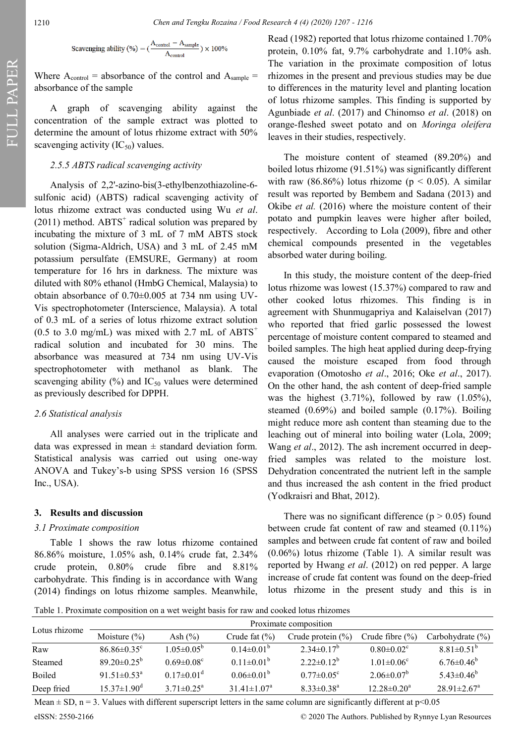$$\text{Scavenging ability (\%)} = \left(\frac{A_{control} - A_{sample}}{A_{control}}\right) \times 100\%$$

Where $A_{control}$ = absorbance of the control and $A_{sample}$ = absorbance of the sample

A graph of scavenging ability against the concentration of the sample extract was plotted to determine the amount of lotus rhizome extract with 50% scavenging activity ($IC_{50}$) values.

### 2.5.5 ABTS radical scavenging activity

Analysis of 2,2'-azino-bis(3-ethylbenzothiazoline-6-sulfonic acid) (ABTS) radical scavenging activity of lotus rhizome extract was conducted using Wu *et al*. (2011) method. $ABTS^+$ radical solution was prepared by incubating the mixture of 3 mL of 7 mM ABTS stock solution (Sigma-Aldrich, USA) and 3 mL of 2.45 mM potassium persulfate (EMSURE, Germany) at room temperature for 16 hrs in darkness. The mixture was diluted with 80% ethanol (HmbG Chemical, Malaysia) to obtain absorbance of 0.70±0.005 at 734 nm using UV-Vis spectrophotometer (Interscience, Malaysia). A total of 0.3 mL of a series of lotus rhizome extract solution (0.5 to 3.0 mg/mL) was mixed with 2.7 mL of $ABTS^+$ radical solution and incubated for 30 mins. The absorbance was measured at 734 nm using UV-Vis spectrophotometer with methanol as blank. The scavenging ability (%) and $IC_{50}$ values were determined as previously described for DPPH.

### 2.6 Statistical analysis

All analyses were carried out in the triplicate and data was expressed in mean ± standard deviation form. Statistical analysis was carried out using one-way ANOVA and Tukey's-b using SPSS version 16 (SPSS Inc., USA).

## 3. Results and discussion

### 3.1 Proximate composition

Table 1 shows the raw lotus rhizome contained 86.86% moisture, 1.05% ash, 0.14% crude fat, 2.34% crude protein, 0.80% crude fibre and 8.81% carbohydrate. This finding is in accordance with Wang (2014) findings on lotus rhizome samples. Meanwhile, Read (1982) reported that lotus rhizome contained 1.70% protein, 0.10% fat, 9.7% carbohydrate and 1.10% ash. The variation in the proximate composition of lotus rhizomes in the present and previous studies may be due to differences in the maturity level and planting location of lotus rhizome samples. This finding is supported by Agunbiade *et al*. (2017) and Chinomso *et al*. (2018) on orange-fleshed sweet potato and on *Moringa oleifera* leaves in their studies, respectively.

The moisture content of steamed (89.20%) and boiled lotus rhizome (91.51%) was significantly different with raw (86.86%) lotus rhizome ($p < 0.05$). A similar result was reported by Bembem and Sadana (2013) and Okibe *et al.* (2016) where the moisture content of their potato and pumpkin leaves were higher after boiled, respectively. According to Lola (2009), fibre and other chemical compounds presented in the vegetables absorbed water during boiling.

In this study, the moisture content of the deep-fried lotus rhizome was lowest (15.37%) compared to raw and other cooked lotus rhizomes. This finding is in agreement with Shunmugapriya and Kalaiselvan (2017) who reported that fried garlic possessed the lowest percentage of moisture content compared to steamed and boiled samples. The high heat applied during deep-frying caused the moisture escaped from food through evaporation (Omotosho *et al*., 2016; Oke *et al*., 2017). On the other hand, the ash content of deep-fried sample was the highest (3.71%), followed by raw (1.05%), steamed (0.69%) and boiled sample (0.17%). Boiling might reduce more ash content than steaming due to the leaching out of mineral into boiling water (Lola, 2009; Wang *et al*., 2012). The ash increment occurred in deep-fried samples was related to the moisture lost. Dehydration concentrated the nutrient left in the sample and thus increased the ash content in the fried product (Yodkraisri and Bhat, 2012).

There was no significant difference ($p > 0.05$) found between crude fat content of raw and steamed (0.11%) samples and between crude fat content of raw and boiled (0.06%) lotus rhizome (Table 1). A similar result was reported by Hwang *et al*. (2012) on red pepper. A large increase of crude fat content was found on the deep-fried lotus rhizome in the present study and this is in

Table 1. Proximate composition on a wet weight basis for raw and cooked lotus rhizomes

| Lotus rhizome | Proximate composition | | | | | |
|---|---|---|---|---|---|---|
| | Moisture (%) | Ash (%) | Crude fat (%) | Crude protein (%) | Crude fibre (%) | Carbohydrate (%) |
| Raw | 86.86±0.35[c] | 1.05±0.05[b] | 0.14±0.01[b] | 2.34±0.17[b] | 0.80±0.02[c] | 8.81±0.51[b] |
| Steamed | 89.20±0.25[b] | 0.69±0.08[c] | 0.11±0.01[b] | 2.22±0.12[b] | 1.01±0.06[c] | 6.76±0.46[b] |
| Boiled | 91.51±0.53[a] | 0.17±0.01[d] | 0.06±0.01[b] | 0.77±0.05[c] | 2.06±0.07[b] | 5.43±0.46[b] |
| Deep fried | 15.37±1.90[d] | 3.71±0.25[a] | 31.41±1.07[a] | 8.33±0.38[a] | 12.28±0.20[a] | 28.91±2.67[a] |

Mean ± SD, n = 3. Values with different superscript letters in the same column are significantly different at $p<0.05$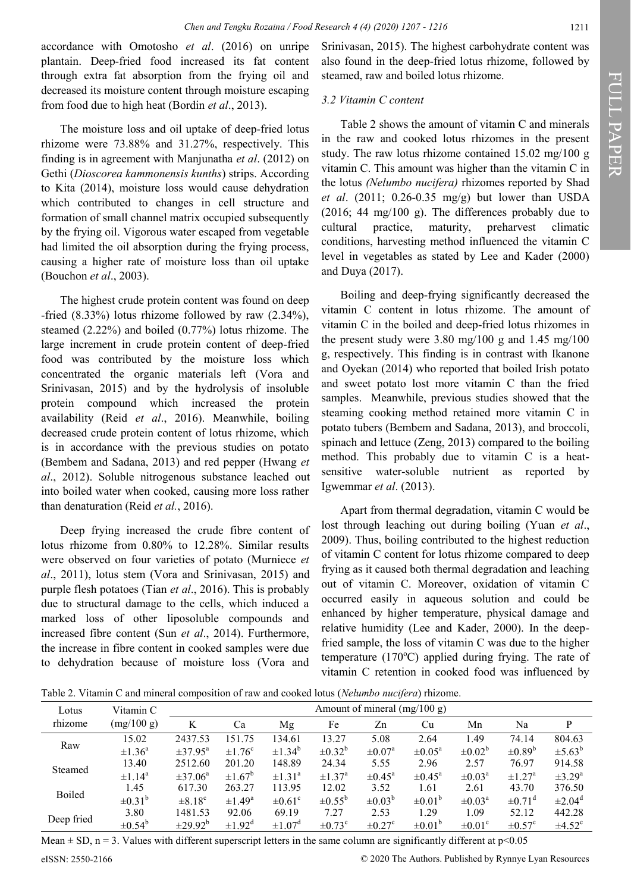accordance with Omotosho *et al*. (2016) on unripe plantain. Deep-fried food increased its fat content through extra fat absorption from the frying oil and decreased its moisture content through moisture escaping from food due to high heat (Bordin *et al*., 2013).

The moisture loss and oil uptake of deep-fried lotus rhizome were 73.88% and 31.27%, respectively. This finding is in agreement with Manjunatha *et al*. (2012) on Gethi (*Dioscorea kammonensis kunths*) strips. According to Kita (2014), moisture loss would cause dehydration which contributed to changes in cell structure and formation of small channel matrix occupied subsequently by the frying oil. Vigorous water escaped from vegetable had limited the oil absorption during the frying process, causing a higher rate of moisture loss than oil uptake (Bouchon *et al*., 2003).

The highest crude protein content was found on deep -fried (8.33%) lotus rhizome followed by raw (2.34%), steamed (2.22%) and boiled (0.77%) lotus rhizome. The large increment in crude protein content of deep-fried food was contributed by the moisture loss which concentrated the organic materials left (Vora and Srinivasan, 2015) and by the hydrolysis of insoluble protein compound which increased the protein availability (Reid *et al*., 2016). Meanwhile, boiling decreased crude protein content of lotus rhizome, which is in accordance with the previous studies on potato (Bembem and Sadana, 2013) and red pepper (Hwang *et al*., 2012). Soluble nitrogenous substance leached out into boiled water when cooked, causing more loss rather than denaturation (Reid *et al.*, 2016).

Deep frying increased the crude fibre content of lotus rhizome from 0.80% to 12.28%. Similar results were observed on four varieties of potato (Murniece *et al*., 2011), lotus stem (Vora and Srinivasan, 2015) and purple flesh potatoes (Tian *et al*., 2016). This is probably due to structural damage to the cells, which induced a marked loss of other liposoluble compounds and increased fibre content (Sun *et al*., 2014). Furthermore, the increase in fibre content in cooked samples were due to dehydration because of moisture loss (Vora and Srinivasan, 2015). The highest carbohydrate content was also found in the deep-fried lotus rhizome, followed by steamed, raw and boiled lotus rhizome.

### 3.2 Vitamin C content

Table 2 shows the amount of vitamin C and minerals in the raw and cooked lotus rhizomes in the present study. The raw lotus rhizome contained 15.02 mg/100 g vitamin C. This amount was higher than the vitamin C in the lotus *(Nelumbo nucifera)* rhizomes reported by Shad *et al*. (2011; 0.26-0.35 mg/g) but lower than USDA (2016; 44 mg/100 g). The differences probably due to cultural practice, maturity, preharvest climatic conditions, harvesting method influenced the vitamin C level in vegetables as stated by Lee and Kader (2000) and Duya (2017).

Boiling and deep-frying significantly decreased the vitamin C content in lotus rhizome. The amount of vitamin C in the boiled and deep-fried lotus rhizomes in the present study were 3.80 mg/100 g and 1.45 mg/100 g, respectively. This finding is in contrast with Ikanone and Oyekan (2014) who reported that boiled Irish potato and sweet potato lost more vitamin C than the fried samples. Meanwhile, previous studies showed that the steaming cooking method retained more vitamin C in potato tubers (Bembem and Sadana, 2013), and broccoli, spinach and lettuce (Zeng, 2013) compared to the boiling method. This probably due to vitamin C is a heat-sensitive water-soluble nutrient as reported by Igwemmar *et al*. (2013).

Apart from thermal degradation, vitamin C would be lost through leaching out during boiling (Yuan *et al*., 2009). Thus, boiling contributed to the highest reduction of vitamin C content for lotus rhizome compared to deep frying as it caused both thermal degradation and leaching out of vitamin C. Moreover, oxidation of vitamin C occurred easily in aqueous solution and could be enhanced by higher temperature, physical damage and relative humidity (Lee and Kader, 2000). In the deep-fried sample, the loss of vitamin C was due to the higher temperature (170°C) applied during frying. The rate of vitamin C retention in cooked food was influenced by

Table 2. Vitamin C and mineral composition of raw and cooked lotus (*Nelumbo nucifera*) rhizome.

| Lotus rhizome | Vitamin C (mg/100 g) | Amount of mineral (mg/100 g) | | | | | | | | | |
|---|---|---|---|---|---|---|---|---|---|---|---|
| | | K | Ca | Mg | Fe | Zn | Cu | Mn | Na | P |
| Raw | 15.02 $\pm 1.36^a$ | 2437.53 $\pm 37.95^a$ | 151.75 $\pm 1.76^c$ | 134.61 $\pm 1.34^b$ | 13.27 $\pm 0.32^b$ | 5.08 $\pm 0.07^a$ | 2.64 $\pm 0.05^a$ | 1.49 $\pm 0.02^b$ | 74.14 $\pm 0.89^b$ | 804.63 $\pm 5.63^b$ |
| Steamed | 13.40 $\pm 1.14^a$ | 2512.60 $\pm 37.06^a$ | 201.20 $\pm 1.67^b$ | 148.89 $\pm 1.31^a$ | 24.34 $\pm 1.37^a$ | 5.55 $\pm 0.45^a$ | 2.96 $\pm 0.45^a$ | 2.57 $\pm 0.03^a$ | 76.97 $\pm 1.27^a$ | 914.58 $\pm 3.29^a$ |
| Boiled | 1.45 $\pm 0.31^b$ | 617.30 $\pm 8.18^c$ | 263.27 $\pm 1.49^a$ | 113.95 $\pm 0.61^c$ | 12.02 $\pm 0.55^b$ | 3.52 $\pm 0.03^b$ | 1.61 $\pm 0.01^b$ | 2.61 $\pm 0.03^a$ | 43.70 $\pm 0.71^d$ | 376.50 $\pm 2.04^d$ |
| Deep fried | 3.80 $\pm 0.54^b$ | 1481.53 $\pm 29.92^b$ | 92.06 $\pm 1.92^d$ | 69.19 $\pm 1.07^d$ | 7.27 $\pm 0.73^c$ | 2.53 $\pm 0.27^c$ | 1.29 $\pm 0.01^b$ | 1.09 $\pm 0.01^c$ | 52.12 $\pm 0.57^c$ | 442.28 $\pm 4.52^c$ |

Mean ± SD, n = 3. Values with different superscript letters in the same column are significantly different at $p<0.05$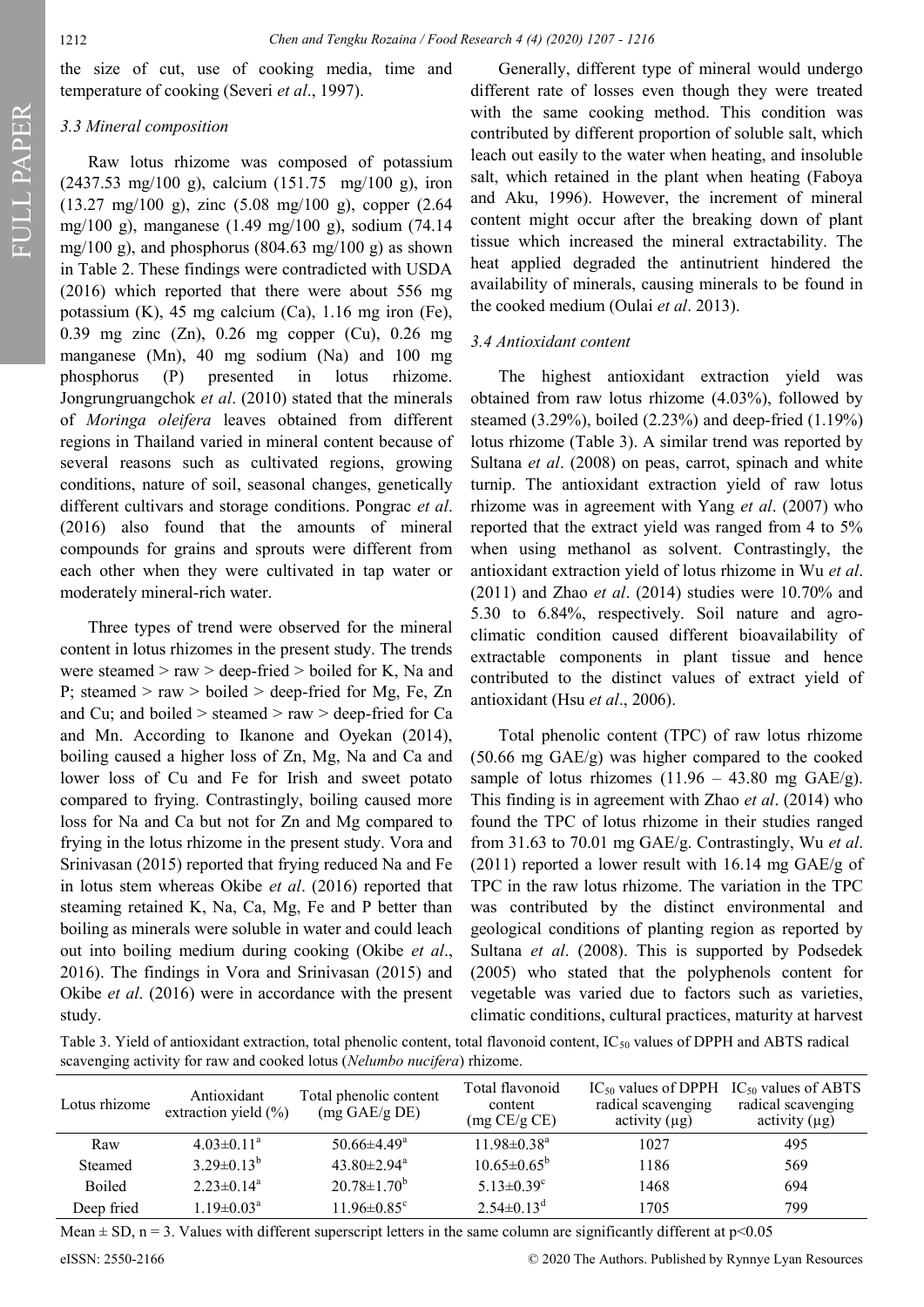the size of cut, use of cooking media, time and temperature of cooking (Severi *et al*., 1997).

### 3.3 Mineral composition

Raw lotus rhizome was composed of potassium (2437.53 mg/100 g), calcium (151.75 mg/100 g), iron (13.27 mg/100 g), zinc (5.08 mg/100 g), copper (2.64 mg/100 g), manganese (1.49 mg/100 g), sodium (74.14 mg/100 g), and phosphorus (804.63 mg/100 g) as shown in Table 2. These findings were contradicted with USDA (2016) which reported that there were about 556 mg potassium (K), 45 mg calcium (Ca), 1.16 mg iron (Fe), 0.39 mg zinc (Zn), 0.26 mg copper (Cu), 0.26 mg manganese (Mn), 40 mg sodium (Na) and 100 mg phosphorus (P) presented in lotus rhizome. Jongrungruangchok *et al*. (2010) stated that the minerals of *Moringa oleifera* leaves obtained from different regions in Thailand varied in mineral content because of several reasons such as cultivated regions, growing conditions, nature of soil, seasonal changes, genetically different cultivars and storage conditions. Pongrac *et al*. (2016) also found that the amounts of mineral compounds for grains and sprouts were different from each other when they were cultivated in tap water or moderately mineral-rich water.

Three types of trend were observed for the mineral content in lotus rhizomes in the present study. The trends were steamed > raw > deep-fried > boiled for K, Na and P; steamed > raw > boiled > deep-fried for Mg, Fe, Zn and Cu; and boiled > steamed > raw > deep-fried for Ca and Mn. According to Ikanone and Oyekan (2014), boiling caused a higher loss of Zn, Mg, Na and Ca and lower loss of Cu and Fe for Irish and sweet potato compared to frying. Contrastingly, boiling caused more loss for Na and Ca but not for Zn and Mg compared to frying in the lotus rhizome in the present study. Vora and Srinivasan (2015) reported that frying reduced Na and Fe in lotus stem whereas Okibe *et al*. (2016) reported that steaming retained K, Na, Ca, Mg, Fe and P better than boiling as minerals were soluble in water and could leach out into boiling medium during cooking (Okibe *et al*., 2016). The findings in Vora and Srinivasan (2015) and Okibe *et al*. (2016) were in accordance with the present study.

Generally, different type of mineral would undergo different rate of losses even though they were treated with the same cooking method. This condition was contributed by different proportion of soluble salt, which leach out easily to the water when heating, and insoluble salt, which retained in the plant when heating (Faboya and Aku, 1996). However, the increment of mineral content might occur after the breaking down of plant tissue which increased the mineral extractability. The heat applied degraded the antinutrient hindered the availability of minerals, causing minerals to be found in the cooked medium (Oulai *et al*. 2013).

### 3.4 Antioxidant content

The highest antioxidant extraction yield was obtained from raw lotus rhizome (4.03%), followed by steamed (3.29%), boiled (2.23%) and deep-fried (1.19%) lotus rhizome (Table 3). A similar trend was reported by Sultana *et al*. (2008) on peas, carrot, spinach and white turnip. The antioxidant extraction yield of raw lotus rhizome was in agreement with Yang *et al*. (2007) who reported that the extract yield was ranged from 4 to 5% when using methanol as solvent. Contrastingly, the antioxidant extraction yield of lotus rhizome in Wu *et al*. (2011) and Zhao *et al*. (2014) studies were 10.70% and 5.30 to 6.84%, respectively. Soil nature and agro-climatic condition caused different bioavailability of extractable components in plant tissue and hence contributed to the distinct values of extract yield of antioxidant (Hsu *et al*., 2006).

Total phenolic content (TPC) of raw lotus rhizome (50.66 mg GAE/g) was higher compared to the cooked sample of lotus rhizomes (11.96 – 43.80 mg GAE/g). This finding is in agreement with Zhao *et al*. (2014) who found the TPC of lotus rhizome in their studies ranged from 31.63 to 70.01 mg GAE/g. Contrastingly, Wu *et al*. (2011) reported a lower result with 16.14 mg GAE/g of TPC in the raw lotus rhizome. The variation in the TPC was contributed by the distinct environmental and geological conditions of planting region as reported by Sultana *et al*. (2008). This is supported by Podsedek (2005) who stated that the polyphenols content for vegetable was varied due to factors such as varieties, climatic conditions, cultural practices, maturity at harvest

Table 3. Yield of antioxidant extraction, total phenolic content, total flavonoid content, $IC_{50}$ values of DPPH and ABTS radical scavenging activity for raw and cooked lotus (*Nelumbo nucifera*) rhizome.

| Lotus rhizome | Antioxidant extraction yield (%) | Total phenolic content (mg GAE/g DE) | Total flavonoid content (mg CE/g CE) | $IC_{50}$ values of DPPH radical scavenging activity (µg) | $IC_{50}$ values of ABTS radical scavenging activity (µg) |
|---|---|---|---|---|---|
| Raw | 4.03±0.11[a] | 50.66±4.49[a] | 11.98±0.38[a] | 1027 | 495 |
| Steamed | 3.29±0.13[b] | 43.80±2.94[a] | 10.65±0.65[b] | 1186 | 569 |
| Boiled | 2.23±0.14[a] | 20.78±1.70[b] | 5.13±0.39[c] | 1468 | 694 |
| Deep fried | 1.19±0.03[a] | 11.96±0.85[c] | 2.54±0.13[d] | 1705 | 799 |

Mean ± SD, n = 3. Values with different superscript letters in the same column are significantly different at $p<0.05$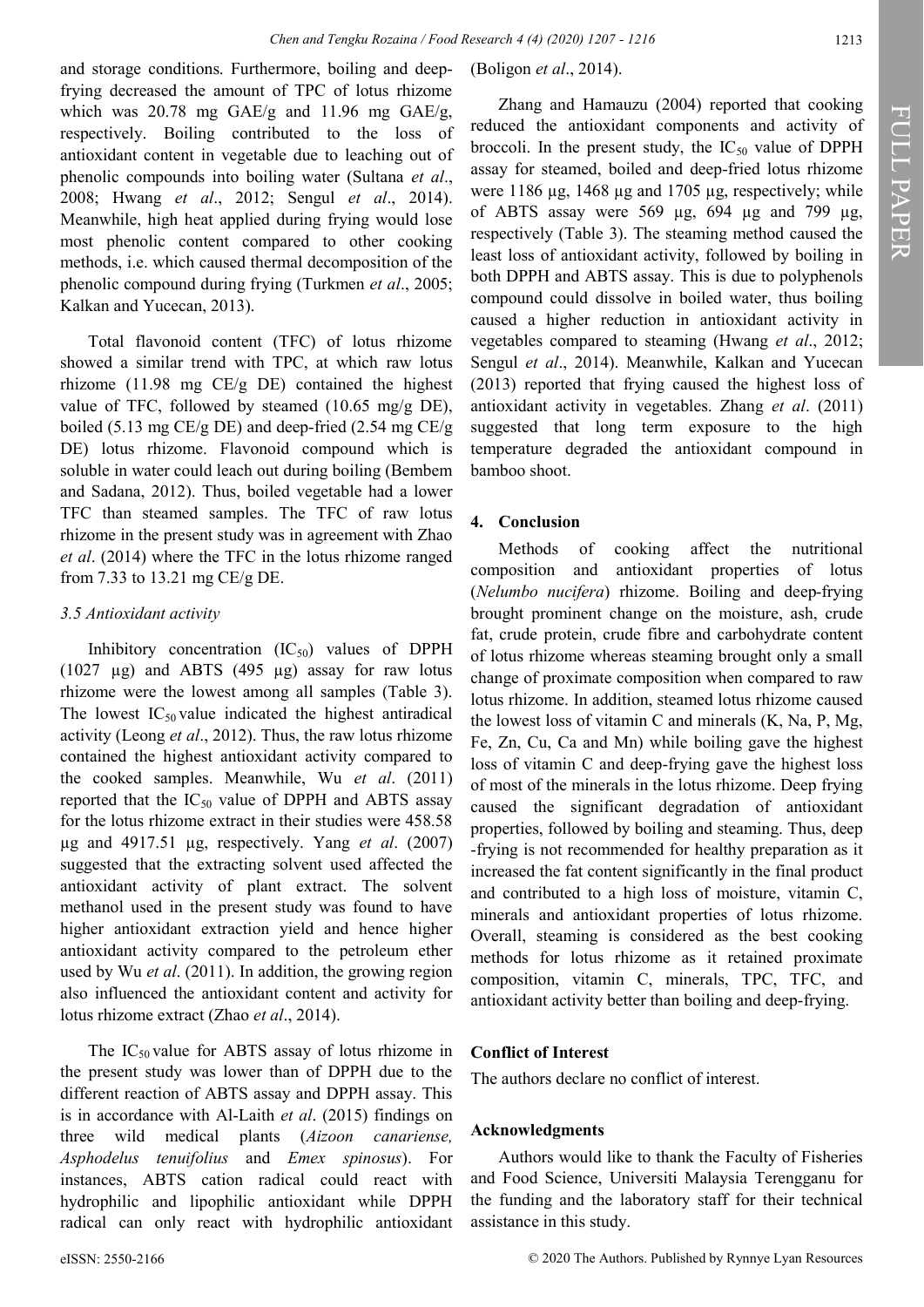and storage conditions. Furthermore, boiling and deep-frying decreased the amount of TPC of lotus rhizome which was 20.78 mg GAE/g and 11.96 mg GAE/g, respectively. Boiling contributed to the loss of antioxidant content in vegetable due to leaching out of phenolic compounds into boiling water (Sultana *et al*., 2008; Hwang *et al*., 2012; Sengul *et al*., 2014). Meanwhile, high heat applied during frying would lose most phenolic content compared to other cooking methods, i.e. which caused thermal decomposition of the phenolic compound during frying (Turkmen *et al*., 2005; Kalkan and Yucecan, 2013).

Total flavonoid content (TFC) of lotus rhizome showed a similar trend with TPC, at which raw lotus rhizome (11.98 mg CE/g DE) contained the highest value of TFC, followed by steamed (10.65 mg/g DE), boiled (5.13 mg CE/g DE) and deep-fried (2.54 mg CE/g DE) lotus rhizome. Flavonoid compound which is soluble in water could leach out during boiling (Bembem and Sadana, 2012). Thus, boiled vegetable had a lower TFC than steamed samples. The TFC of raw lotus rhizome in the present study was in agreement with Zhao *et al*. (2014) where the TFC in the lotus rhizome ranged from 7.33 to 13.21 mg CE/g DE.

### *3.5 Antioxidant activity*

Inhibitory concentration ($IC_{50}$) values of DPPH (1027 µg) and ABTS (495 µg) assay for raw lotus rhizome were the lowest among all samples (Table 3). The lowest $IC_{50}$ value indicated the highest antiradical activity (Leong *et al*., 2012). Thus, the raw lotus rhizome contained the highest antioxidant activity compared to the cooked samples. Meanwhile, Wu *et al*. (2011) reported that the $IC_{50}$ value of DPPH and ABTS assay for the lotus rhizome extract in their studies were 458.58 µg and 4917.51 µg, respectively. Yang *et al*. (2007) suggested that the extracting solvent used affected the antioxidant activity of plant extract. The solvent methanol used in the present study was found to have higher antioxidant extraction yield and hence higher antioxidant activity compared to the petroleum ether used by Wu *et al*. (2011). In addition, the growing region also influenced the antioxidant content and activity for lotus rhizome extract (Zhao *et al*., 2014).

The $IC_{50}$ value for ABTS assay of lotus rhizome in the present study was lower than of DPPH due to the different reaction of ABTS assay and DPPH assay. This is in accordance with Al-Laith *et al*. (2015) findings on three wild medical plants (*Aizoon canariense, Asphodelus tenuifolius* and *Emex spinosus*). For instances, ABTS cation radical could react with hydrophilic and lipophilic antioxidant while DPPH radical can only react with hydrophilic antioxidant (Boligon *et al*., 2014).

Zhang and Hamauzu (2004) reported that cooking reduced the antioxidant components and activity of broccoli. In the present study, the $IC_{50}$ value of DPPH assay for steamed, boiled and deep-fried lotus rhizome were 1186 µg, 1468 µg and 1705 µg, respectively; while of ABTS assay were 569 µg, 694 µg and 799 µg, respectively (Table 3). The steaming method caused the least loss of antioxidant activity, followed by boiling in both DPPH and ABTS assay. This is due to polyphenols compound could dissolve in boiled water, thus boiling caused a higher reduction in antioxidant activity in vegetables compared to steaming (Hwang *et al*., 2012; Sengul *et al*., 2014). Meanwhile, Kalkan and Yucecan (2013) reported that frying caused the highest loss of antioxidant activity in vegetables. Zhang *et al*. (2011) suggested that long term exposure to the high temperature degraded the antioxidant compound in bamboo shoot.

## 4. Conclusion

Methods of cooking affect the nutritional composition and antioxidant properties of lotus (*Nelumbo nucifera*) rhizome. Boiling and deep-frying brought prominent change on the moisture, ash, crude fat, crude protein, crude fibre and carbohydrate content of lotus rhizome whereas steaming brought only a small change of proximate composition when compared to raw lotus rhizome. In addition, steamed lotus rhizome caused the lowest loss of vitamin C and minerals (K, Na, P, Mg, Fe, Zn, Cu, Ca and Mn) while boiling gave the highest loss of vitamin C and deep-frying gave the highest loss of most of the minerals in the lotus rhizome. Deep frying caused the significant degradation of antioxidant properties, followed by boiling and steaming. Thus, deep -frying is not recommended for healthy preparation as it increased the fat content significantly in the final product and contributed to a high loss of moisture, vitamin C, minerals and antioxidant properties of lotus rhizome. Overall, steaming is considered as the best cooking methods for lotus rhizome as it retained proximate composition, vitamin C, minerals, TPC, TFC, and antioxidant activity better than boiling and deep-frying.

## Conflict of Interest

The authors declare no conflict of interest.

## Acknowledgments

Authors would like to thank the Faculty of Fisheries and Food Science, Universiti Malaysia Terengganu for the funding and the laboratory staff for their technical assistance in this study.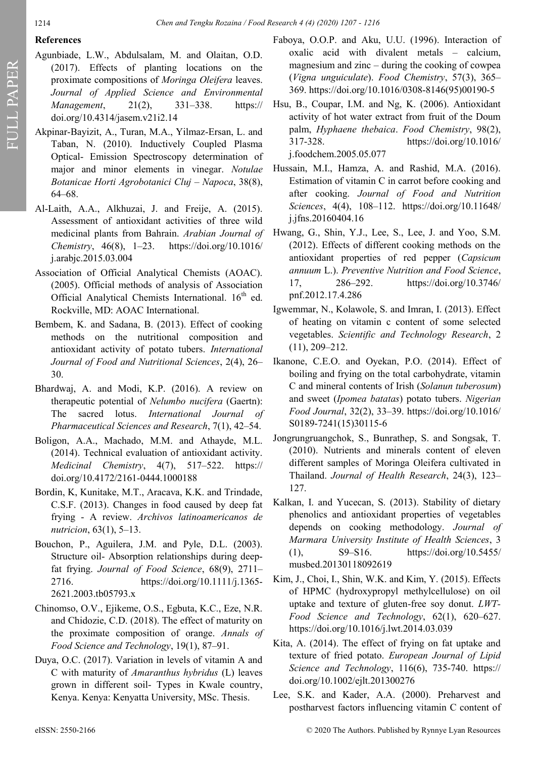### References

Agunbiade, L.W., Abdulsalam, M. and Olaitan, O.D. (2017). Effects of planting locations on the proximate compositions of *Moringa Oleifera* leaves. *Journal of Applied Science and Environmental Management*, 21(2), 331–338. https://doi.org/10.4314/jasem.v21i2.14

Akpinar-Bayizit, A., Turan, M.A., Yilmaz-Ersan, L. and Taban, N. (2010). Inductively Coupled Plasma Optical- Emission Spectroscopy determination of major and minor elements in vinegar. *Notulae Botanicae Horti Agrobotanici Cluj – Napoca*, 38(8), 64–68.

Al-Laith, A.A., Alkhuzai, J. and Freije, A. (2015). Assessment of antioxidant activities of three wild medicinal plants from Bahrain. *Arabian Journal of Chemistry*, 46(8), 1–23. https://doi.org/10.1016/j.arabjc.2015.03.004

Association of Official Analytical Chemists (AOAC). (2005). Official methods of analysis of Association Official Analytical Chemists International. 16th ed. Rockville, MD: AOAC International.

Bembem, K. and Sadana, B. (2013). Effect of cooking methods on the nutritional composition and antioxidant activity of potato tubers. *International Journal of Food and Nutritional Sciences*, 2(4), 26–30.

Bhardwaj, A. and Modi, K.P. (2016). A review on therapeutic potential of *Nelumbo nucifera* (Gaertn): The sacred lotus. *International Journal of Pharmaceutical Sciences and Research*, 7(1), 42–54.

Boligon, A.A., Machado, M.M. and Athayde, M.L. (2014). Technical evaluation of antioxidant activity. *Medicinal Chemistry*, 4(7), 517–522. https://doi.org/10.4172/2161-0444.1000188

Bordin, K, Kunitake, M.T., Aracava, K.K. and Trindade, C.S.F. (2013). Changes in food caused by deep fat frying - A review. *Archivos latinoamericanos de nutricion*, 63(1), 5–13.

Bouchon, P., Aguilera, J.M. and Pyle, D.L. (2003). Structure oil- Absorption relationships during deep-fat frying. *Journal of Food Science*, 68(9), 2711–2716. https://doi.org/10.1111/j.1365-2621.2003.tb05793.x

Chinomso, O.V., Ejikeme, O.S., Egbuta, K.C., Eze, N.R. and Chidozie, C.D. (2018). The effect of maturity on the proximate composition of orange. *Annals of Food Science and Technology*, 19(1), 87–91.

Duya, O.C. (2017). Variation in levels of vitamin A and C with maturity of *Amaranthus hybridus* (L) leaves grown in different soil- Types in Kwale country, Kenya. Kenya: Kenyatta University, MSc. Thesis.

Faboya, O.O.P. and Aku, U.U. (1996). Interaction of oxalic acid with divalent metals – calcium, magnesium and zinc – during the cooking of cowpea (*Vigna unguiculate*). *Food Chemistry*, 57(3), 365–369. https://doi.org/10.1016/0308-8146(95)00190-5

Hsu, B., Coupar, I.M. and Ng, K. (2006). Antioxidant activity of hot water extract from fruit of the Doum palm, *Hyphaene thebaica*. *Food Chemistry*, 98(2), 317-328. https://doi.org/10.1016/j.foodchem.2005.05.077

Hussain, M.I., Hamza, A. and Rashid, M.A. (2016). Estimation of vitamin C in carrot before cooking and after cooking. *Journal of Food and Nutrition Sciences*, 4(4), 108–112. https://doi.org/10.11648/j.jfns.20160404.16

Hwang, G., Shin, Y.J., Lee, S., Lee, J. and Yoo, S.M. (2012). Effects of different cooking methods on the antioxidant properties of red pepper (*Capsicum annuum* L.). *Preventive Nutrition and Food Science*, 17, 286–292. https://doi.org/10.3746/pnf.2012.17.4.286

Igwemmar, N., Kolawole, S. and Imran, I. (2013). Effect of heating on vitamin c content of some selected vegetables. *Scientific and Technology Research*, 2 (11), 209–212.

Ikanone, C.E.O. and Oyekan, P.O. (2014). Effect of boiling and frying on the total carbohydrate, vitamin C and mineral contents of Irish (*Solanun tuberosum*) and sweet (*Ipomea batatas*) potato tubers. *Nigerian Food Journal*, 32(2), 33–39. https://doi.org/10.1016/S0189-7241(15)30115-6

Jongrungruangchok, S., Bunrathep, S. and Songsak, T. (2010). Nutrients and minerals content of eleven different samples of Moringa Oleifera cultivated in Thailand. *Journal of Health Research*, 24(3), 123–127.

Kalkan, I. and Yucecan, S. (2013). Stability of dietary phenolics and antioxidant properties of vegetables depends on cooking methodology. *Journal of Marmara University Institute of Health Sciences*, 3 (1), S9–S16. https://doi.org/10.5455/musbed.20130118092619

Kim, J., Choi, I., Shin, W.K. and Kim, Y. (2015). Effects of HPMC (hydroxypropyl methylcellulose) on oil uptake and texture of gluten-free soy donut. *LWT-Food Science and Technology*, 62(1), 620–627. https://doi.org/10.1016/j.lwt.2014.03.039

Kita, A. (2014). The effect of frying on fat uptake and texture of fried potato. *European Journal of Lipid Science and Technology*, 116(6), 735-740. https://doi.org/10.1002/ejlt.201300276

Lee, S.K. and Kader, A.A. (2000). Preharvest and postharvest factors influencing vitamin C content of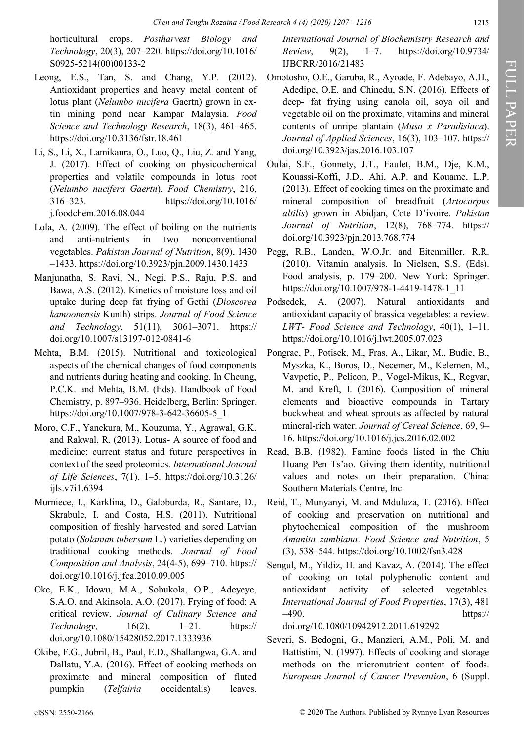horticultural crops. *Postharvest Biology and Technology*, 20(3), 207–220. https://doi.org/10.1016/S0925-5214(00)00133-2

Leong, E.S., Tan, S. and Chang, Y.P. (2012). Antioxidant properties and heavy metal content of lotus plant (*Nelumbo nucifera* Gaertn) grown in ex-tin mining pond near Kampar Malaysia. *Food Science and Technology Research*, 18(3), 461–465. https://doi.org/10.3136/fstr.18.461

Li, S., Li, X., Lamikanra, O., Luo, Q., Liu, Z. and Yang, J. (2017). Effect of cooking on physicochemical properties and volatile compounds in lotus root (*Nelumbo nucifera Gaertn*). *Food Chemistry*, 216, 316–323. https://doi.org/10.1016/j.foodchem.2016.08.044

Lola, A. (2009). The effect of boiling on the nutrients and anti-nutrients in two nonconventional vegetables. *Pakistan Journal of Nutrition*, 8(9), 1430–1433. https://doi.org/10.3923/pjn.2009.1430.1433

Manjunatha, S. Ravi, N., Negi, P.S., Raju, P.S. and Bawa, A.S. (2012). Kinetics of moisture loss and oil uptake during deep fat frying of Gethi (*Dioscorea kamoonensis* Kunth) strips. *Journal of Food Science and Technology*, 51(11), 3061–3071. https://doi.org/10.1007/s13197-012-0841-6

Mehta, B.M. (2015). Nutritional and toxicological aspects of the chemical changes of food components and nutrients during heating and cooking. In Cheung, P.C.K. and Mehta, B.M. (Eds). Handbook of Food Chemistry, p. 897–936. Heidelberg, Berlin: Springer. https://doi.org/10.1007/978-3-642-36605-5_1

Moro, C.F., Yanekura, M., Kouzuma, Y., Agrawal, G.K. and Rakwal, R. (2013). Lotus- A source of food and medicine: current status and future perspectives in context of the seed proteomics. *International Journal of Life Sciences*, 7(1), 1–5. https://doi.org/10.3126/ijls.v7i1.6394

Murniece, I., Karklina, D., Galoburda, R., Santare, D., Skrabule, I. and Costa, H.S. (2011). Nutritional composition of freshly harvested and sored Latvian potato (*Solanum tubersum* L.) varieties depending on traditional cooking methods. *Journal of Food Composition and Analysis*, 24(4-5), 699–710. https://doi.org/10.1016/j.jfca.2010.09.005

Oke, E.K., Idowu, M.A., Sobukola, O.P., Adeyeye, S.A.O. and Akinsola, A.O. (2017). Frying of food: A critical review. *Journal of Culinary Science and Technology*, 16(2), 1–21. https://doi.org/10.1080/15428052.2017.1333936

Okibe, F.G., Jubril, B., Paul, E.D., Shallangwa, G.A. and Dallatu, Y.A. (2016). Effect of cooking methods on proximate and mineral composition of fluted pumpkin (*Telfairia* occidentalis) leaves. *International Journal of Biochemistry Research and Review*, 9(2), 1–7. https://doi.org/10.9734/IJBCRR/2016/21483

Omotosho, O.E., Garuba, R., Ayoade, F. Adebayo, A.H., Adedipe, O.E. and Chinedu, S.N. (2016). Effects of deep- fat frying using canola oil, soya oil and vegetable oil on the proximate, vitamins and mineral contents of unripe plantain (*Musa x Paradisiaca*). *Journal of Applied Sciences*, 16(3), 103–107. https://doi.org/10.3923/jas.2016.103.107

Oulai, S.F., Gonnety, J.T., Faulet, B.M., Dje, K.M., Kouassi-Koffi, J.D., Ahi, A.P. and Kouame, L.P. (2013). Effect of cooking times on the proximate and mineral composition of breadfruit (*Artocarpus altilis*) grown in Abidjan, Cote D'ivoire. *Pakistan Journal of Nutrition*, 12(8), 768–774. https://doi.org/10.3923/pjn.2013.768.774

Pegg, R.B., Landen, W.O.Jr. and Eitenmiller, R.R. (2010). Vitamin analysis. In Nielsen, S.S. (Eds). Food analysis, p. 179–200. New York: Springer. https://doi.org/10.1007/978-1-4419-1478-1_11

Podsedek, A. (2007). Natural antioxidants and antioxidant capacity of brassica vegetables: a review. *LWT- Food Science and Technology*, 40(1), 1–11. https://doi.org/10.1016/j.lwt.2005.07.023

Pongrac, P., Potisek, M., Fras, A., Likar, M., Budic, B., Myszka, K., Boros, D., Necemer, M., Kelemen, M., Vavpetic, P., Pelicon, P., Vogel-Mikus, K., Regvar, M. and Kreft, I. (2016). Composition of mineral elements and bioactive compounds in Tartary buckwheat and wheat sprouts as affected by natural mineral-rich water. *Journal of Cereal Science*, 69, 9–16. https://doi.org/10.1016/j.jcs.2016.02.002

Read, B.B. (1982). Famine foods listed in the Chiu Huang Pen Ts'ao. Giving them identity, nutritional values and notes on their preparation. China: Southern Materials Centre, Inc.

Reid, T., Munyanyi, M. and Mduluza, T. (2016). Effect of cooking and preservation on nutritional and phytochemical composition of the mushroom *Amanita zambiana*. *Food Science and Nutrition*, 5 (3), 538–544. https://doi.org/10.1002/fsn3.428

Sengul, M., Yildiz, H. and Kavaz, A. (2014). The effect of cooking on total polyphenolic content and antioxidant activity of selected vegetables. *International Journal of Food Properties*, 17(3), 481–490. https://doi.org/10.1080/10942912.2011.619292

Severi, S. Bedogni, G., Manzieri, A.M., Poli, M. and Battistini, N. (1997). Effects of cooking and storage methods on the micronutrient content of foods. *European Journal of Cancer Prevention*, 6 (Suppl.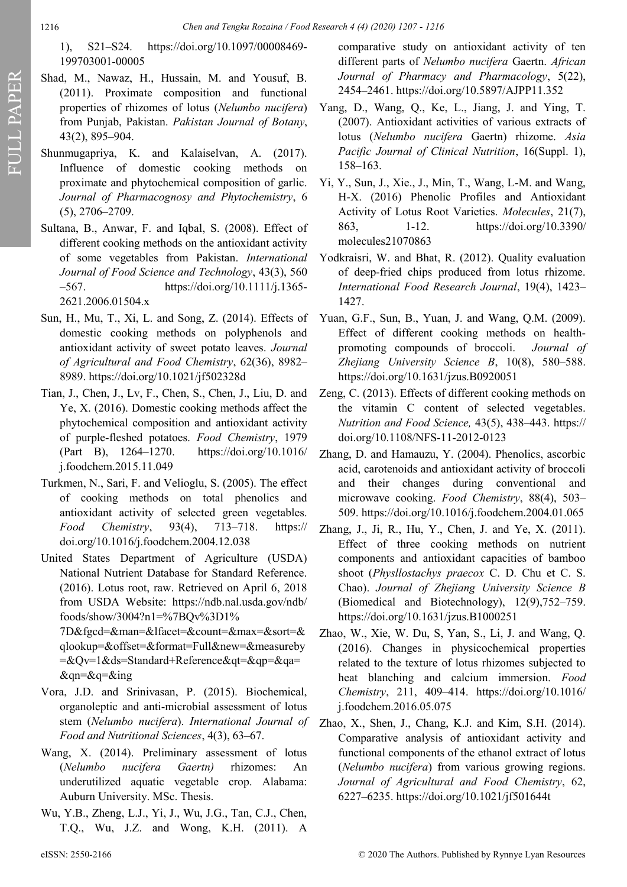1), S21–S24. https://doi.org/10.1097/00008469-199703001-00005

Shad, M., Nawaz, H., Hussain, M. and Yousuf, B. (2011). Proximate composition and functional properties of rhizomes of lotus (*Nelumbo nucifera*) from Punjab, Pakistan. *Pakistan Journal of Botany*, 43(2), 895–904.

Shunmugapriya, K. and Kalaiselvan, A. (2017). Influence of domestic cooking methods on proximate and phytochemical composition of garlic. *Journal of Pharmacognosy and Phytochemistry*, 6 (5), 2706–2709.

Sultana, B., Anwar, F. and Iqbal, S. (2008). Effect of different cooking methods on the antioxidant activity of some vegetables from Pakistan. *International Journal of Food Science and Technology*, 43(3), 560–567. https://doi.org/10.1111/j.1365-2621.2006.01504.x

Sun, H., Mu, T., Xi, L. and Song, Z. (2014). Effects of domestic cooking methods on polyphenols and antioxidant activity of sweet potato leaves. *Journal of Agricultural and Food Chemistry*, 62(36), 8982–8989. https://doi.org/10.1021/jf502328d

Tian, J., Chen, J., Lv, F., Chen, S., Chen, J., Liu, D. and Ye, X. (2016). Domestic cooking methods affect the phytochemical composition and antioxidant activity of purple-fleshed potatoes. *Food Chemistry*, 1979 (Part B), 1264–1270. https://doi.org/10.1016/j.foodchem.2015.11.049

Turkmen, N., Sari, F. and Velioglu, S. (2005). The effect of cooking methods on total phenolics and antioxidant activity of selected green vegetables. *Food Chemistry*, 93(4), 713–718. https://doi.org/10.1016/j.foodchem.2004.12.038

United States Department of Agriculture (USDA) National Nutrient Database for Standard Reference. (2016). Lotus root, raw. Retrieved on April 6, 2018 from USDA Website: https://ndb.nal.usda.gov/ndb/foods/show/3004?n1=%7BQv%3D1%7D&fgcd=&man=&lfacet=&count=&max=&sort=&qlookup=&offset=&format=Full&new=&measureby=&Qv=1&ds=Standard+Reference&qt=&qp=&qa=&qn=&q=&ing

Vora, J.D. and Srinivasan, P. (2015). Biochemical, organoleptic and anti-microbial assessment of lotus stem (*Nelumbo nucifera*). *International Journal of Food and Nutritional Sciences*, 4(3), 63–67.

Wang, X. (2014). Preliminary assessment of lotus (*Nelumbo nucifera Gaertn)* rhizomes: An underutilized aquatic vegetable crop. Alabama: Auburn University. MSc. Thesis.

Wu, Y.B., Zheng, L.J., Yi, J., Wu, J.G., Tan, C.J., Chen, T.Q., Wu, J.Z. and Wong, K.H. (2011). A comparative study on antioxidant activity of ten different parts of *Nelumbo nucifera* Gaertn. *African Journal of Pharmacy and Pharmacology*, 5(22), 2454–2461. https://doi.org/10.5897/AJPP11.352

Yang, D., Wang, Q., Ke, L., Jiang, J. and Ying, T. (2007). Antioxidant activities of various extracts of lotus (*Nelumbo nucifera* Gaertn) rhizome. *Asia Pacific Journal of Clinical Nutrition*, 16(Suppl. 1), 158–163.

Yi, Y., Sun, J., Xie., J., Min, T., Wang, L-M. and Wang, H-X. (2016) Phenolic Profiles and Antioxidant Activity of Lotus Root Varieties. *Molecules*, 21(7), 863, 1-12. https://doi.org/10.3390/molecules21070863

Yodkraisri, W. and Bhat, R. (2012). Quality evaluation of deep-fried chips produced from lotus rhizome. *International Food Research Journal*, 19(4), 1423–1427.

Yuan, G.F., Sun, B., Yuan, J. and Wang, Q.M. (2009). Effect of different cooking methods on health-promoting compounds of broccoli. *Journal of Zhejiang University Science B*, 10(8), 580–588. https://doi.org/10.1631/jzus.B0920051

Zeng, C. (2013). Effects of different cooking methods on the vitamin C content of selected vegetables. *Nutrition and Food Science,* 43(5), 438–443. https://doi.org/10.1108/NFS-11-2012-0123

Zhang, D. and Hamauzu, Y. (2004). Phenolics, ascorbic acid, carotenoids and antioxidant activity of broccoli and their changes during conventional and microwave cooking. *Food Chemistry*, 88(4), 503–509. https://doi.org/10.1016/j.foodchem.2004.01.065

Zhang, J., Ji, R., Hu, Y., Chen, J. and Ye, X. (2011). Effect of three cooking methods on nutrient components and antioxidant capacities of bamboo shoot (*Physllostachys praecox* C. D. Chu et C. S. Chao). *Journal of Zhejiang University Science B* (Biomedical and Biotechnology), 12(9),752–759. https://doi.org/10.1631/jzus.B1000251

Zhao, W., Xie, W. Du, S, Yan, S., Li, J. and Wang, Q. (2016). Changes in physicochemical properties related to the texture of lotus rhizomes subjected to heat blanching and calcium immersion. *Food Chemistry*, 211, 409–414. https://doi.org/10.1016/j.foodchem.2016.05.075

Zhao, X., Shen, J., Chang, K.J. and Kim, S.H. (2014). Comparative analysis of antioxidant activity and functional components of the ethanol extract of lotus (*Nelumbo nucifera*) from various growing regions. *Journal of Agricultural and Food Chemistry*, 62, 6227–6235. https://doi.org/10.1021/jf501644t